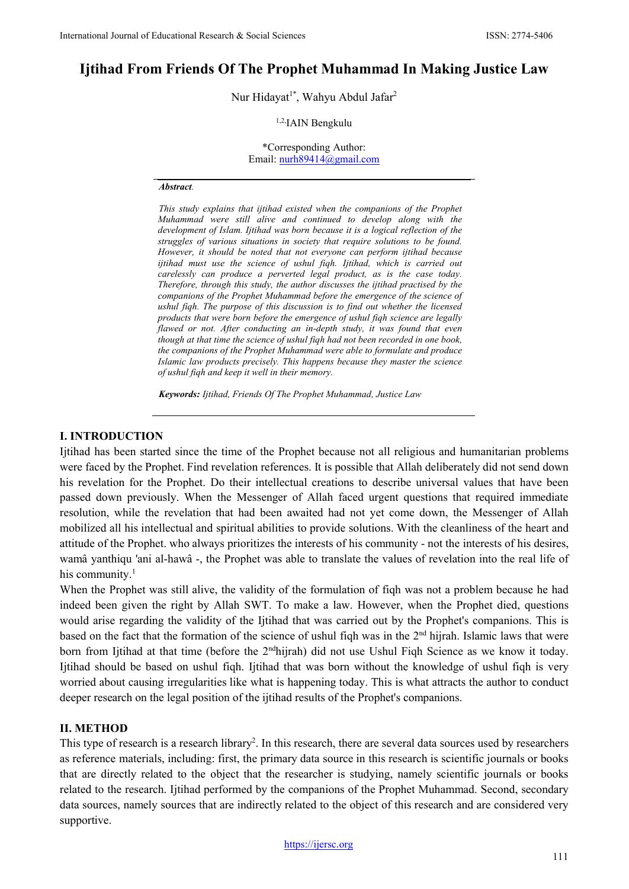# Ijtihad From Friends Of The Prophet Muhammad In Making Justice Law

Nur Hidayat[1*], Wahyu Abdul Jafar[2]

[1,2]IAIN Bengkulu

*Corresponding Author:
Email: nurh89414@gmail.com

***Abstract.***

*This study explains that ijtihad existed when the companions of the Prophet Muhammad were still alive and continued to develop along with the development of Islam. Ijtihad was born because it is a logical reflection of the struggles of various situations in society that require solutions to be found. However, it should be noted that not everyone can perform ijtihad because ijtihad must use the science of ushul fiqh. Ijtihad, which is carried out carelessly can produce a perverted legal product, as is the case today. Therefore, through this study, the author discusses the ijtihad practised by the companions of the Prophet Muhammad before the emergence of the science of ushul fiqh. The purpose of this discussion is to find out whether the licensed products that were born before the emergence of ushul fiqh science are legally flawed or not. After conducting an in-depth study, it was found that even though at that time the science of ushul fiqh had not been recorded in one book, the companions of the Prophet Muhammad were able to formulate and produce Islamic law products precisely. This happens because they master the science of ushul fiqh and keep it well in their memory.*

***Keywords:*** *Ijtihad, Friends Of The Prophet Muhammad, Justice Law*

## I. INTRODUCTION

Ijtihad has been started since the time of the Prophet because not all religious and humanitarian problems were faced by the Prophet. Find revelation references. It is possible that Allah deliberately did not send down his revelation for the Prophet. Do their intellectual creations to describe universal values that have been passed down previously. When the Messenger of Allah faced urgent questions that required immediate resolution, while the revelation that had been awaited had not yet come down, the Messenger of Allah mobilized all his intellectual and spiritual abilities to provide solutions. With the cleanliness of the heart and attitude of the Prophet. who always prioritizes the interests of his community - not the interests of his desires, wamâ yanthiqu 'ani al-hawâ -, the Prophet was able to translate the values of revelation into the real life of his community.[1]

When the Prophet was still alive, the validity of the formulation of fiqh was not a problem because he had indeed been given the right by Allah SWT. To make a law. However, when the Prophet died, questions would arise regarding the validity of the Ijtihad that was carried out by the Prophet's companions. This is based on the fact that the formation of the science of ushul fiqh was in the 2nd hijrah. Islamic laws that were born from Ijtihad at that time (before the 2nd hijrah) did not use Ushul Fiqh Science as we know it today. Ijtihad should be based on ushul fiqh. Ijtihad that was born without the knowledge of ushul fiqh is very worried about causing irregularities like what is happening today. This is what attracts the author to conduct deeper research on the legal position of the ijtihad results of the Prophet's companions.

## II. METHOD

This type of research is a research library[2]. In this research, there are several data sources used by researchers as reference materials, including: first, the primary data source in this research is scientific journals or books that are directly related to the object that the researcher is studying, namely scientific journals or books related to the research. Ijtihad performed by the companions of the Prophet Muhammad. Second, secondary data sources, namely sources that are indirectly related to the object of this research and are considered very supportive.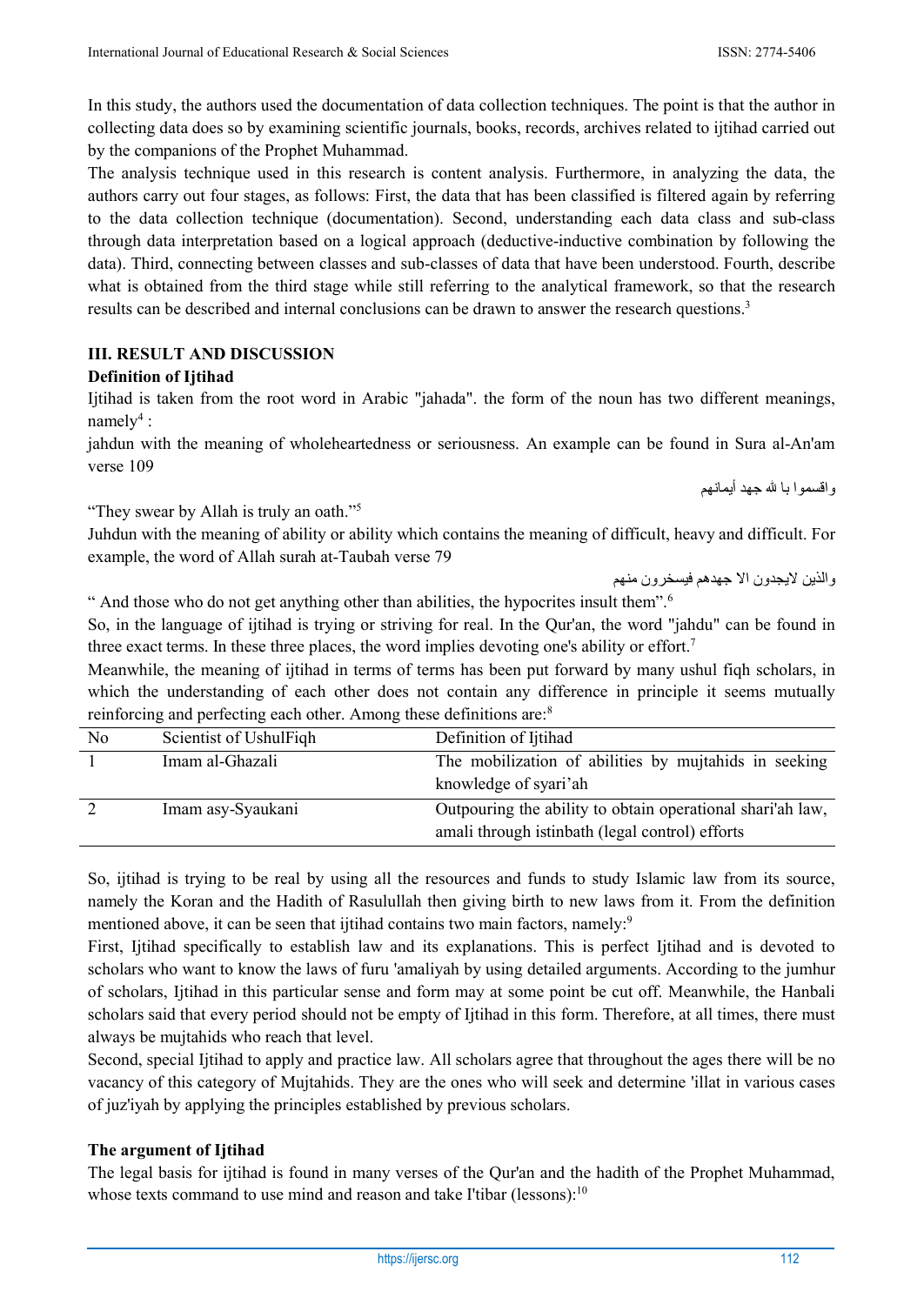In this study, the authors used the documentation of data collection techniques. The point is that the author in collecting data does so by examining scientific journals, books, records, archives related to ijtihad carried out by the companions of the Prophet Muhammad.

The analysis technique used in this research is content analysis. Furthermore, in analyzing the data, the authors carry out four stages, as follows: First, the data that has been classified is filtered again by referring to the data collection technique (documentation). Second, understanding each data class and sub-class through data interpretation based on a logical approach (deductive-inductive combination by following the data). Third, connecting between classes and sub-classes of data that have been understood. Fourth, describe what is obtained from the third stage while still referring to the analytical framework, so that the research results can be described and internal conclusions can be drawn to answer the research questions.[3]

## III. RESULT AND DISCUSSION

### Definition of Ijtihad

Ijtihad is taken from the root word in Arabic "jahada". the form of the noun has two different meanings, namely[4] :

jahdun with the meaning of wholeheartedness or seriousness. An example can be found in Sura al-An'am verse 109

واقسموا با لله جهد أيمانهم

"They swear by Allah is truly an oath."[5]

Juhdun with the meaning of ability or ability which contains the meaning of difficult, heavy and difficult. For example, the word of Allah surah at-Taubah verse 79

والذين لايجدون الا جهدهم فيسخرون منهم

" And those who do not get anything other than abilities, the hypocrites insult them".[6]

So, in the language of ijtihad is trying or striving for real. In the Qur'an, the word "jahdu" can be found in three exact terms. In these three places, the word implies devoting one's ability or effort.[7]

Meanwhile, the meaning of ijtihad in terms of terms has been put forward by many ushul fiqh scholars, in which the understanding of each other does not contain any difference in principle it seems mutually reinforcing and perfecting each other. Among these definitions are:[8]

| No | Scientist of UshulFiqh | Definition of Ijtihad |
|---|---|---|
| 1 | Imam al-Ghazali | The mobilization of abilities by mujtahids in seeking knowledge of syari'ah |
| 2 | Imam asy-Syaukani | Outpouring the ability to obtain operational shari'ah law, amali through istinbath (legal control) efforts |

So, ijtihad is trying to be real by using all the resources and funds to study Islamic law from its source, namely the Koran and the Hadith of Rasulullah then giving birth to new laws from it. From the definition mentioned above, it can be seen that ijtihad contains two main factors, namely:[9]

First, Ijtihad specifically to establish law and its explanations. This is perfect Ijtihad and is devoted to scholars who want to know the laws of furu 'amaliyah by using detailed arguments. According to the jumhur of scholars, Ijtihad in this particular sense and form may at some point be cut off. Meanwhile, the Hanbali scholars said that every period should not be empty of Ijtihad in this form. Therefore, at all times, there must always be mujtahids who reach that level.

Second, special Ijtihad to apply and practice law. All scholars agree that throughout the ages there will be no vacancy of this category of Mujtahids. They are the ones who will seek and determine 'illat in various cases of juz'iyah by applying the principles established by previous scholars.

### The argument of Ijtihad

The legal basis for ijtihad is found in many verses of the Qur'an and the hadith of the Prophet Muhammad, whose texts command to use mind and reason and take I'tibar (lessons):[10]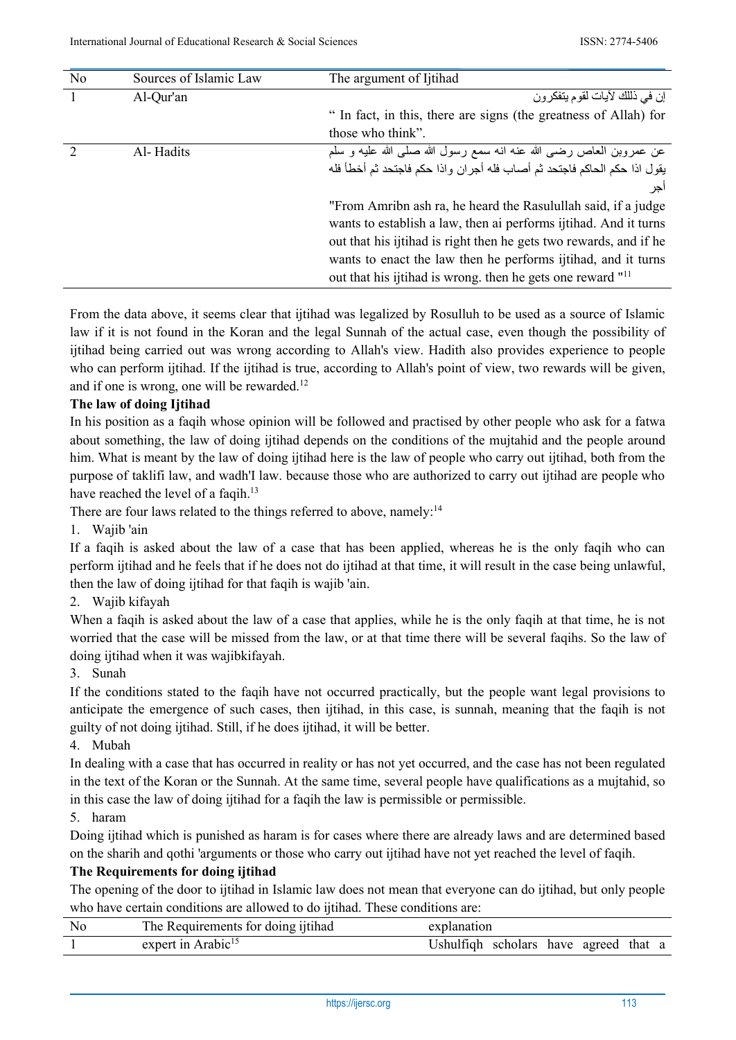| No | Sources of Islamic Law | The argument of Ijtihad |
|---|---|---|
| 1 | Al-Qur'an | إن في ذللك لأيات لقوم يتفكرون<br>" In fact, in this, there are signs (the greatness of Allah) for those who think". |
| 2 | Al- Hadits | عن عمروبن العاص رضى الله عنه انه سمع رسول الله صلى الله عليه و سلم يقول اذا حكم الحاكم فاجتحد ثم أصاب فله أجران واذا حكم فاجتحد ثم أخطأ فله أجر<br>"From Amribn ash ra, he heard the Rasulullah said, if a judge wants to establish a law, then ai performs ijtihad. And it turns out that his ijtihad is right then he gets two rewards, and if he wants to enact the law then he performs ijtihad, and it turns out that his ijtihad is wrong. then he gets one reward "[11] |

From the data above, it seems clear that ijtihad was legalized by Rosulluh to be used as a source of Islamic law if it is not found in the Koran and the legal Sunnah of the actual case, even though the possibility of ijtihad being carried out was wrong according to Allah's view. Hadith also provides experience to people who can perform ijtihad. If the ijtihad is true, according to Allah's point of view, two rewards will be given, and if one is wrong, one will be rewarded.[12]

**The law of doing Ijtihad**

In his position as a faqih whose opinion will be followed and practised by other people who ask for a fatwa about something, the law of doing ijtihad depends on the conditions of the mujtahid and the people around him. What is meant by the law of doing ijtihad here is the law of people who carry out ijtihad, both from the purpose of taklifi law, and wadh'I law. because those who are authorized to carry out ijtihad are people who have reached the level of a faqih.[13]

There are four laws related to the things referred to above, namely:[14]

1. Wajib 'ain

If a faqih is asked about the law of a case that has been applied, whereas he is the only faqih who can perform ijtihad and he feels that if he does not do ijtihad at that time, it will result in the case being unlawful, then the law of doing ijtihad for that faqih is wajib 'ain.

2. Wajib kifayah

When a faqih is asked about the law of a case that applies, while he is the only faqih at that time, he is not worried that the case will be missed from the law, or at that time there will be several faqihs. So the law of doing ijtihad when it was wajibkifayah.

3. Sunah

If the conditions stated to the faqih have not occurred practically, but the people want legal provisions to anticipate the emergence of such cases, then ijtihad, in this case, is sunnah, meaning that the faqih is not guilty of not doing ijtihad. Still, if he does ijtihad, it will be better.

4. Mubah

In dealing with a case that has occurred in reality or has not yet occurred, and the case has not been regulated in the text of the Koran or the Sunnah. At the same time, several people have qualifications as a mujtahid, so in this case the law of doing ijtihad for a faqih the law is permissible or permissible.

5. haram

Doing ijtihad which is punished as haram is for cases where there are already laws and are determined based on the sharih and qothi 'arguments or those who carry out ijtihad have not yet reached the level of faqih.

**The Requirements for doing ijtihad**

The opening of the door to ijtihad in Islamic law does not mean that everyone can do ijtihad, but only people who have certain conditions are allowed to do ijtihad. These conditions are:

| No | The Requirements for doing ijtihad | explanation |
|---|---|---|
| 1 | expert in Arabic[15] | Ushulfiqh scholars have agreed that a |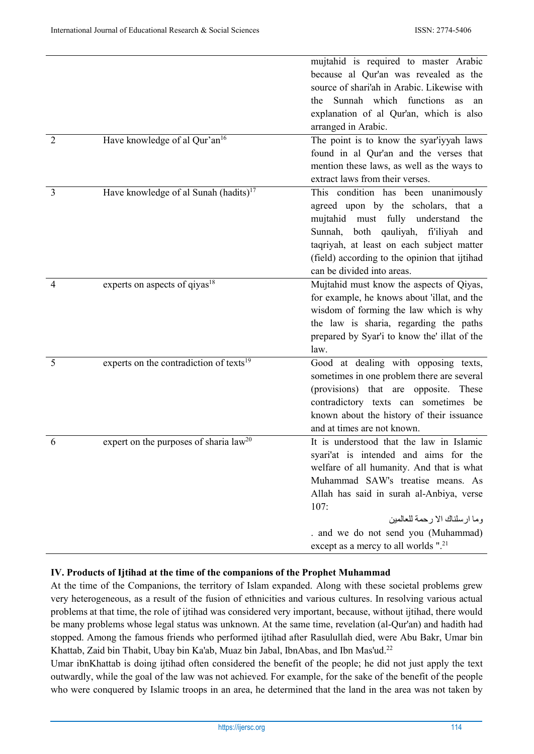| | | |
|---|---|---|
| | | mujtahid is required to master Arabic because al Qur'an was revealed as the source of shari'ah in Arabic. Likewise with the Sunnah which functions as an explanation of al Qur'an, which is also arranged in Arabic. |
| 2 | Have knowledge of al Qur'an[16] | The point is to know the syar'iyyah laws found in al Qur'an and the verses that mention these laws, as well as the ways to extract laws from their verses. |
| 3 | Have knowledge of al Sunah (hadits)[17] | This condition has been unanimously agreed upon by the scholars, that a mujtahid must fully understand the Sunnah, both qauliyah, fi'iliyah and taqriyah, at least on each subject matter (field) according to the opinion that ijtihad can be divided into areas. |
| 4 | experts on aspects of qiyas[18] | Mujtahid must know the aspects of Qiyas, for example, he knows about 'illat, and the wisdom of forming the law which is why the law is sharia, regarding the paths prepared by Syar'i to know the' illat of the law. |
| 5 | experts on the contradiction of texts[19] | Good at dealing with opposing texts, sometimes in one problem there are several (provisions) that are opposite. These contradictory texts can sometimes be known about the history of their issuance and at times are not known. |
| 6 | expert on the purposes of sharia law[20] | It is understood that the law in Islamic syari'at is intended and aims for the welfare of all humanity. And that is what Muhammad SAW's treatise means. As Allah has said in surah al-Anbiya, verse 107: وما ارسلناك الا رحمة للعالمين . and we do not send you (Muhammad) except as a mercy to all worlds ".[21] |

**IV. Products of Ijtihad at the time of the companions of the Prophet Muhammad**

At the time of the Companions, the territory of Islam expanded. Along with these societal problems grew very heterogeneous, as a result of the fusion of ethnicities and various cultures. In resolving various actual problems at that time, the role of ijtihad was considered very important, because, without ijtihad, there would be many problems whose legal status was unknown. At the same time, revelation (al-Qur'an) and hadith had stopped. Among the famous friends who performed ijtihad after Rasulullah died, were Abu Bakr, Umar bin Khattab, Zaid bin Thabit, Ubay bin Ka'ab, Muaz bin Jabal, IbnAbas, and Ibn Mas'ud.[22]

Umar ibnKhattab is doing ijtihad often considered the benefit of the people; he did not just apply the text outwardly, while the goal of the law was not achieved. For example, for the sake of the benefit of the people who were conquered by Islamic troops in an area, he determined that the land in the area was not taken by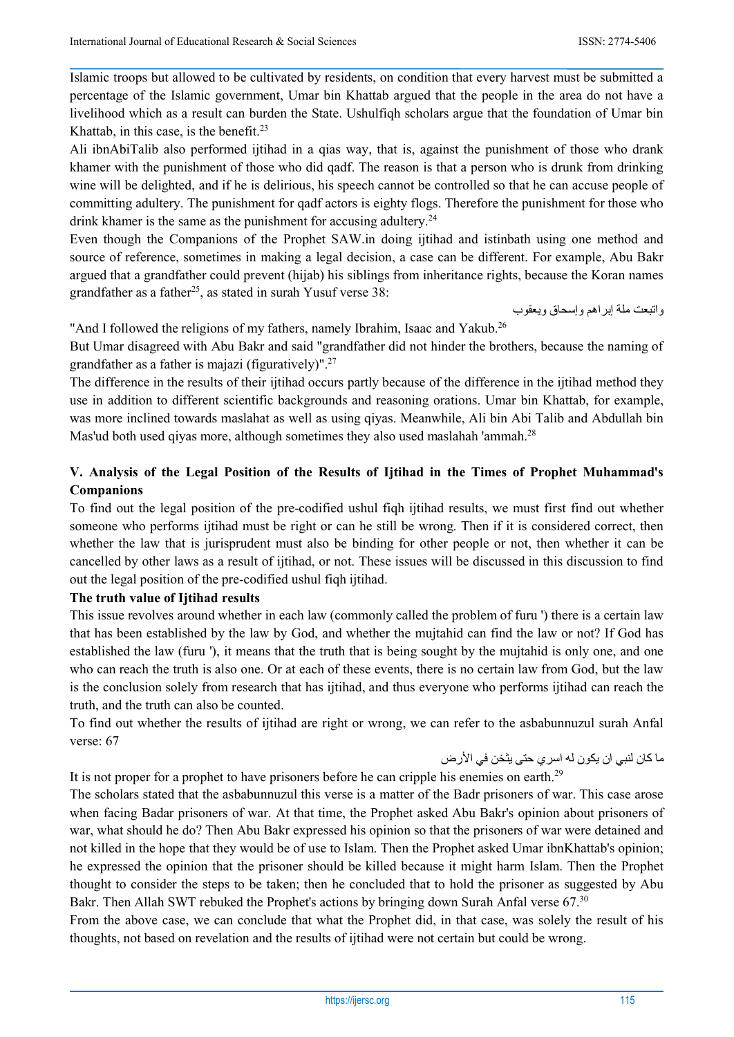Islamic troops but allowed to be cultivated by residents, on condition that every harvest must be submitted a percentage of the Islamic government, Umar bin Khattab argued that the people in the area do not have a livelihood which as a result can burden the State. Ushulfiqh scholars argue that the foundation of Umar bin Khattab, in this case, is the benefit.[23]

Ali ibnAbiTalib also performed ijtihad in a qias way, that is, against the punishment of those who drank khamer with the punishment of those who did qadf. The reason is that a person who is drunk from drinking wine will be delighted, and if he is delirious, his speech cannot be controlled so that he can accuse people of committing adultery. The punishment for qadf actors is eighty flogs. Therefore the punishment for those who drink khamer is the same as the punishment for accusing adultery.[24]

Even though the Companions of the Prophet SAW.in doing ijtihad and istinbath using one method and source of reference, sometimes in making a legal decision, a case can be different. For example, Abu Bakr argued that a grandfather could prevent (hijab) his siblings from inheritance rights, because the Koran names grandfather as a father[25], as stated in surah Yusuf verse 38:

واتبعت ملة إبراهم وإسحاق ويعقوب

"And I followed the religions of my fathers, namely Ibrahim, Isaac and Yakub.[26]

But Umar disagreed with Abu Bakr and said "grandfather did not hinder the brothers, because the naming of grandfather as a father is majazi (figuratively)".[27]

The difference in the results of their ijtihad occurs partly because of the difference in the ijtihad method they use in addition to different scientific backgrounds and reasoning orations. Umar bin Khattab, for example, was more inclined towards maslahat as well as using qiyas. Meanwhile, Ali bin Abi Talib and Abdullah bin Mas'ud both used qiyas more, although sometimes they also used maslahah 'ammah.[28]

## V. Analysis of the Legal Position of the Results of Ijtihad in the Times of Prophet Muhammad's Companions

To find out the legal position of the pre-codified ushul fiqh ijtihad results, we must first find out whether someone who performs ijtihad must be right or can he still be wrong. Then if it is considered correct, then whether the law that is jurisprudent must also be binding for other people or not, then whether it can be cancelled by other laws as a result of ijtihad, or not. These issues will be discussed in this discussion to find out the legal position of the pre-codified ushul fiqh ijtihad.

### The truth value of Ijtihad results

This issue revolves around whether in each law (commonly called the problem of furu ') there is a certain law that has been established by the law by God, and whether the mujtahid can find the law or not? If God has established the law (furu '), it means that the truth that is being sought by the mujtahid is only one, and one who can reach the truth is also one. Or at each of these events, there is no certain law from God, but the law is the conclusion solely from research that has ijtihad, and thus everyone who performs ijtihad can reach the truth, and the truth can also be counted.

To find out whether the results of ijtihad are right or wrong, we can refer to the asbabunnuzul surah Anfal verse: 67

ما كان لنبي ان يكون له اسري حتى يثخن في الأرض

It is not proper for a prophet to have prisoners before he can cripple his enemies on earth.[29]

The scholars stated that the asbabunnuzul this verse is a matter of the Badr prisoners of war. This case arose when facing Badar prisoners of war. At that time, the Prophet asked Abu Bakr's opinion about prisoners of war, what should he do? Then Abu Bakr expressed his opinion so that the prisoners of war were detained and not killed in the hope that they would be of use to Islam. Then the Prophet asked Umar ibnKhattab's opinion; he expressed the opinion that the prisoner should be killed because it might harm Islam. Then the Prophet thought to consider the steps to be taken; then he concluded that to hold the prisoner as suggested by Abu Bakr. Then Allah SWT rebuked the Prophet's actions by bringing down Surah Anfal verse 67.[30]

From the above case, we can conclude that what the Prophet did, in that case, was solely the result of his thoughts, not based on revelation and the results of ijtihad were not certain but could be wrong.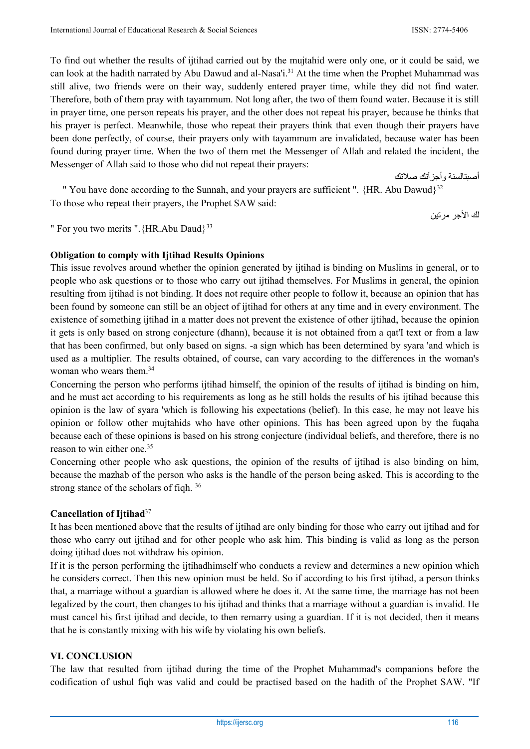To find out whether the results of ijtihad carried out by the mujtahid were only one, or it could be said, we can look at the hadith narrated by Abu Dawud and al-Nasa'i.[31] At the time when the Prophet Muhammad was still alive, two friends were on their way, suddenly entered prayer time, while they did not find water. Therefore, both of them pray with tayammum. Not long after, the two of them found water. Because it is still in prayer time, one person repeats his prayer, and the other does not repeat his prayer, because he thinks that his prayer is perfect. Meanwhile, those who repeat their prayers think that even though their prayers have been done perfectly, of course, their prayers only with tayammum are invalidated, because water has been found during prayer time. When the two of them met the Messenger of Allah and related the incident, the Messenger of Allah said to those who did not repeat their prayers:

أصبتالسنة وأجزأتك صلاتك

" You have done according to the Sunnah, and your prayers are sufficient ". {HR. Abu Dawud}[32]

To those who repeat their prayers, the Prophet SAW said:

لك الأجر مرتين

" For you two merits ".{HR.Abu Daud}[33]

**Obligation to comply with Ijtihad Results Opinions**

This issue revolves around whether the opinion generated by ijtihad is binding on Muslims in general, or to people who ask questions or to those who carry out ijtihad themselves. For Muslims in general, the opinion resulting from ijtihad is not binding. It does not require other people to follow it, because an opinion that has been found by someone can still be an object of ijtihad for others at any time and in every environment. The existence of something ijtihad in a matter does not prevent the existence of other ijtihad, because the opinion it gets is only based on strong conjecture (dhann), because it is not obtained from a qat'I text or from a law that has been confirmed, but only based on signs. -a sign which has been determined by syara 'and which is used as a multiplier. The results obtained, of course, can vary according to the differences in the woman's woman who wears them.[34]

Concerning the person who performs ijtihad himself, the opinion of the results of ijtihad is binding on him, and he must act according to his requirements as long as he still holds the results of his ijtihad because this opinion is the law of syara 'which is following his expectations (belief). In this case, he may not leave his opinion or follow other mujtahids who have other opinions. This has been agreed upon by the fuqaha because each of these opinions is based on his strong conjecture (individual beliefs, and therefore, there is no reason to win either one.[35]

Concerning other people who ask questions, the opinion of the results of ijtihad is also binding on him, because the mazhab of the person who asks is the handle of the person being asked. This is according to the strong stance of the scholars of fiqh. [36]

**Cancellation of Ijtihad**[37]

It has been mentioned above that the results of ijtihad are only binding for those who carry out ijtihad and for those who carry out ijtihad and for other people who ask him. This binding is valid as long as the person doing ijtihad does not withdraw his opinion.

If it is the person performing the ijtihadhimself who conducts a review and determines a new opinion which he considers correct. Then this new opinion must be held. So if according to his first ijtihad, a person thinks that, a marriage without a guardian is allowed where he does it. At the same time, the marriage has not been legalized by the court, then changes to his ijtihad and thinks that a marriage without a guardian is invalid. He must cancel his first ijtihad and decide, to then remarry using a guardian. If it is not decided, then it means that he is constantly mixing with his wife by violating his own beliefs.

## VI. CONCLUSION

The law that resulted from ijtihad during the time of the Prophet Muhammad's companions before the codification of ushul fiqh was valid and could be practised based on the hadith of the Prophet SAW. "If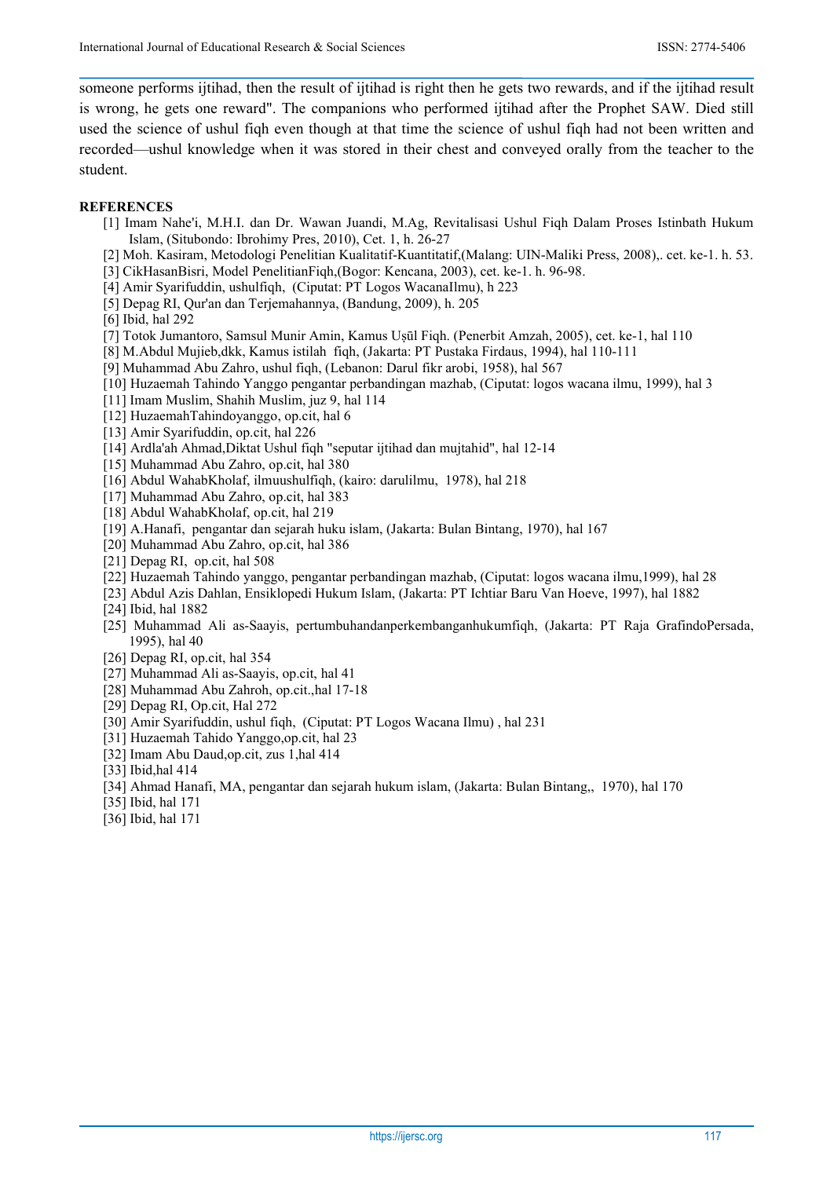someone performs ijtihad, then the result of ijtihad is right then he gets two rewards, and if the ijtihad result is wrong, he gets one reward". The companions who performed ijtihad after the Prophet SAW. Died still used the science of ushul fiqh even though at that time the science of ushul fiqh had not been written and recorded—ushul knowledge when it was stored in their chest and conveyed orally from the teacher to the student.

## REFERENCES

[1] Imam Nahe'i, M.H.I. dan Dr. Wawan Juandi, M.Ag, Revitalisasi Ushul Fiqh Dalam Proses Istinbath Hukum Islam, (Situbondo: Ibrohimy Pres, 2010), Cet. 1, h. 26-27

[2] Moh. Kasiram, Metodologi Penelitian Kualitatif-Kuantitatif,(Malang: UIN-Maliki Press, 2008),. cet. ke-1. h. 53.

[3] CikHasanBisri, Model PenelitianFiqh,(Bogor: Kencana, 2003), cet. ke-1. h. 96-98.

[4] Amir Syarifuddin, ushulfiqh, (Ciputat: PT Logos WacanaIlmu), h 223

[5] Depag RI, Qur'an dan Terjemahannya, (Bandung, 2009), h. 205

[6] Ibid, hal 292

[7] Totok Jumantoro, Samsul Munir Amin, Kamus Uṣūl Fiqh. (Penerbit Amzah, 2005), cet. ke-1, hal 110

[8] M.Abdul Mujieb,dkk, Kamus istilah fiqh, (Jakarta: PT Pustaka Firdaus, 1994), hal 110-111

[9] Muhammad Abu Zahro, ushul fiqh, (Lebanon: Darul fikr arobi, 1958), hal 567

[10] Huzaemah Tahindo Yanggo pengantar perbandingan mazhab, (Ciputat: logos wacana ilmu, 1999), hal 3

[11] Imam Muslim, Shahih Muslim, juz 9, hal 114

[12] HuzaemahTahindoyanggo, op.cit, hal 6

[13] Amir Syarifuddin, op.cit, hal 226

[14] Ardla'ah Ahmad,Diktat Ushul fiqh "seputar ijtihad dan mujtahid", hal 12-14

[15] Muhammad Abu Zahro, op.cit, hal 380

[16] Abdul WahabKholaf, ilmuushulfiqh, (kairo: darulilmu, 1978), hal 218

[17] Muhammad Abu Zahro, op.cit, hal 383

[18] Abdul WahabKholaf, op.cit, hal 219

[19] A.Hanafi, pengantar dan sejarah huku islam, (Jakarta: Bulan Bintang, 1970), hal 167

[20] Muhammad Abu Zahro, op.cit, hal 386

[21] Depag RI, op.cit, hal 508

[22] Huzaemah Tahindo yanggo, pengantar perbandingan mazhab, (Ciputat: logos wacana ilmu,1999), hal 28

[23] Abdul Azis Dahlan, Ensiklopedi Hukum Islam, (Jakarta: PT Ichtiar Baru Van Hoeve, 1997), hal 1882

[24] Ibid, hal 1882

[25] Muhammad Ali as-Saayis, pertumbuhandanperkembanganhukumfiqh, (Jakarta: PT Raja GrafindoPersada, 1995), hal 40

[26] Depag RI, op.cit, hal 354

[27] Muhammad Ali as-Saayis, op.cit, hal 41

[28] Muhammad Abu Zahroh, op.cit.,hal 17-18

[29] Depag RI, Op.cit, Hal 272

[30] Amir Syarifuddin, ushul fiqh, (Ciputat: PT Logos Wacana Ilmu) , hal 231

[31] Huzaemah Tahido Yanggo,op.cit, hal 23

[32] Imam Abu Daud,op.cit, zus 1,hal 414

[33] Ibid,hal 414

[34] Ahmad Hanafi, MA, pengantar dan sejarah hukum islam, (Jakarta: Bulan Bintang,, 1970), hal 170

[35] Ibid, hal 171

[36] Ibid, hal 171